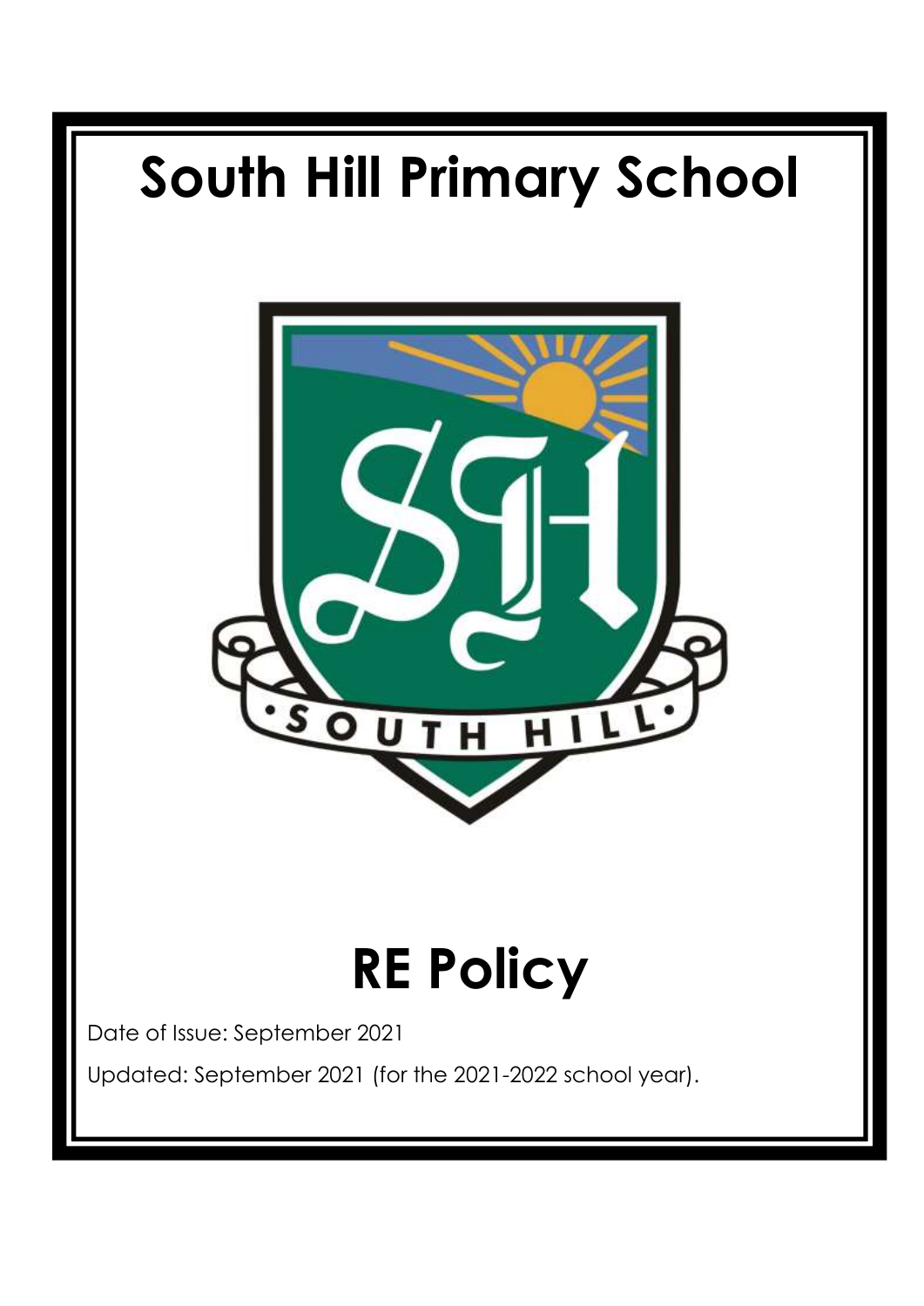# South Hill Primary School

# RE Policy

Date of Issue: September 2021

Updated: September 2021 (for the 2021-2022 school year).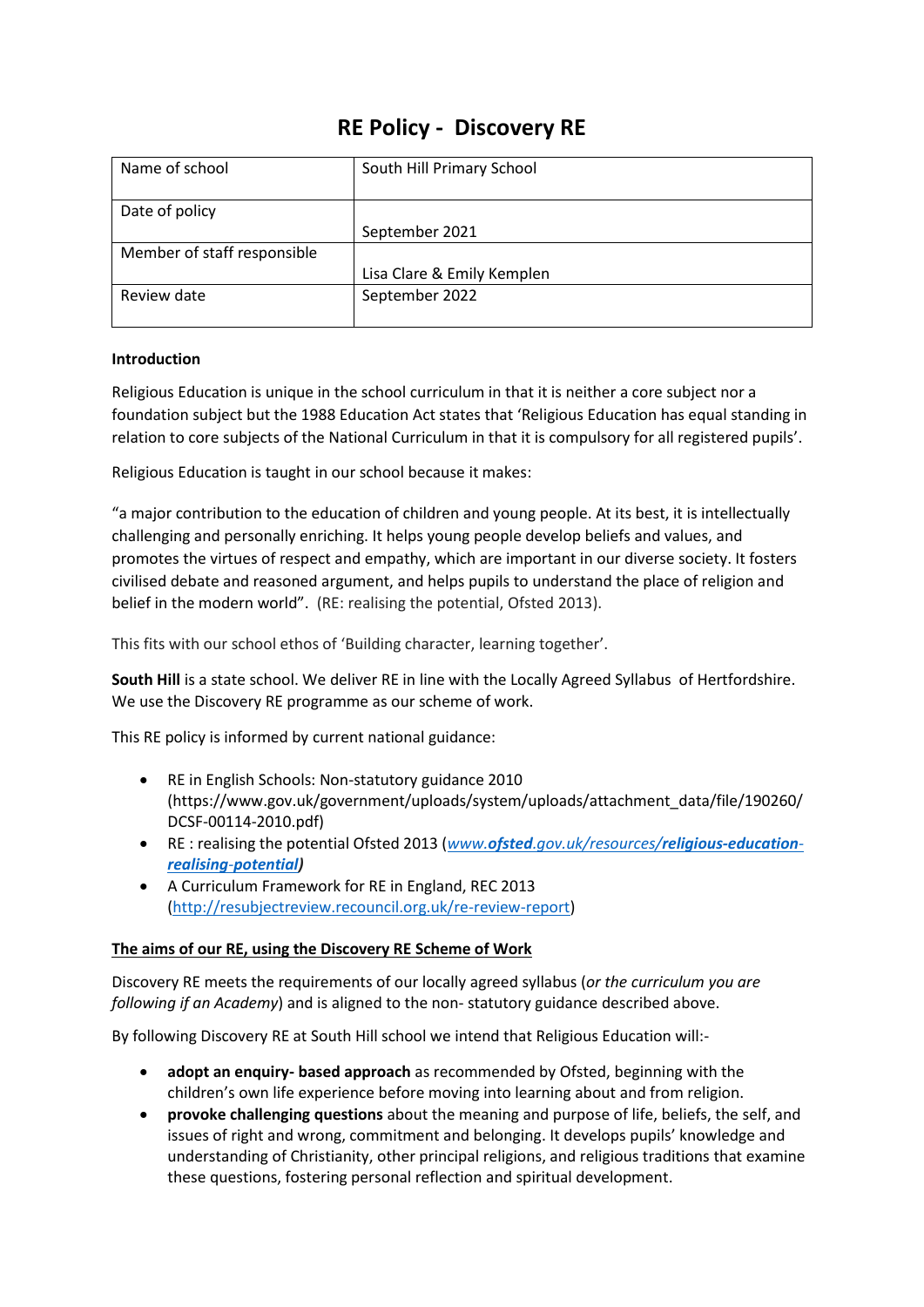# RE Policy - Discovery RE

| Name of school | South Hill Primary School |
|---|---|
| Date of policy | September 2021 |
| Member of staff responsible | Lisa Clare & Emily Kemplen |
| Review date | September 2022 |

**Introduction**

Religious Education is unique in the school curriculum in that it is neither a core subject nor a foundation subject but the 1988 Education Act states that 'Religious Education has equal standing in relation to core subjects of the National Curriculum in that it is compulsory for all registered pupils'.

Religious Education is taught in our school because it makes:

"a major contribution to the education of children and young people. At its best, it is intellectually challenging and personally enriching. It helps young people develop beliefs and values, and promotes the virtues of respect and empathy, which are important in our diverse society. It fosters civilised debate and reasoned argument, and helps pupils to understand the place of religion and belief in the modern world". (RE: realising the potential, Ofsted 2013).

This fits with our school ethos of 'Building character, learning together'.

**South Hill** is a state school. We deliver RE in line with the Locally Agreed Syllabus of Hertfordshire. We use the Discovery RE programme as our scheme of work.

This RE policy is informed by current national guidance:

- RE in English Schools: Non-statutory guidance 2010 (https://www.gov.uk/government/uploads/system/uploads/attachment_data/file/190260/DCSF-00114-2010.pdf)
- RE : realising the potential Ofsted 2013 (*www.**ofsted**.gov.uk/resources/**religious-education-realising-potential)***
- A Curriculum Framework for RE in England, REC 2013 (http://resubjectreview.recouncil.org.uk/re-review-report)

## The aims of our RE, using the Discovery RE Scheme of Work

Discovery RE meets the requirements of our locally agreed syllabus (*or the curriculum you are following if an Academy*) and is aligned to the non- statutory guidance described above.

By following Discovery RE at South Hill school we intend that Religious Education will:-

- **adopt an enquiry- based approach** as recommended by Ofsted, beginning with the children's own life experience before moving into learning about and from religion.
- **provoke challenging questions** about the meaning and purpose of life, beliefs, the self, and issues of right and wrong, commitment and belonging. It develops pupils' knowledge and understanding of Christianity, other principal religions, and religious traditions that examine these questions, fostering personal reflection and spiritual development.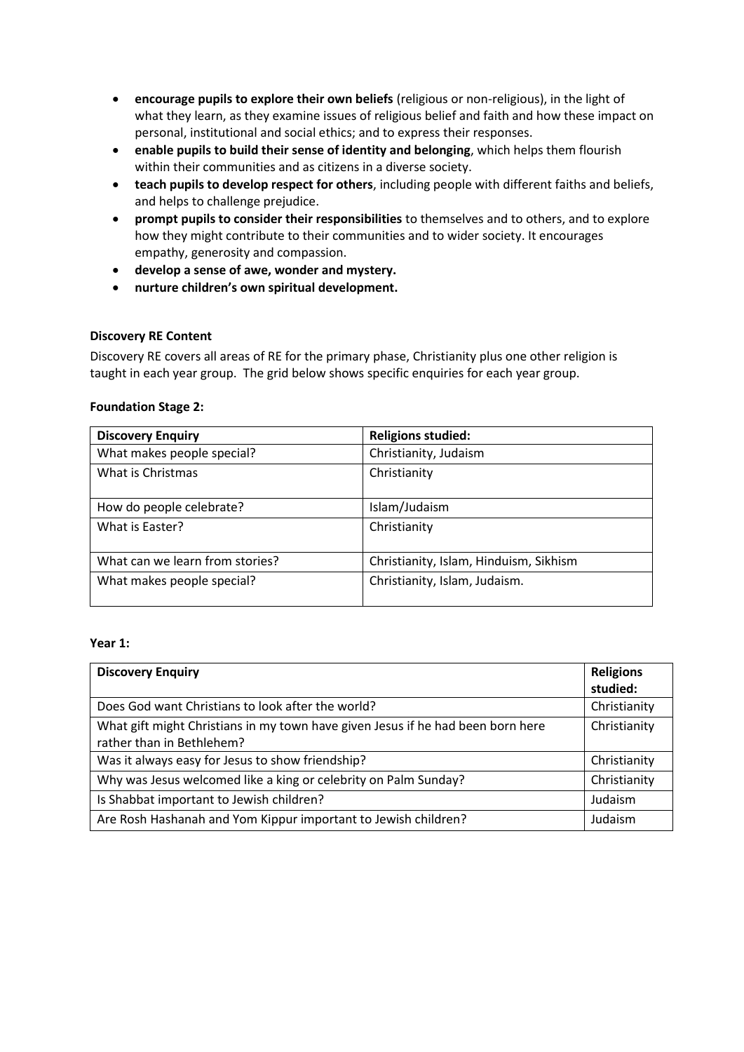- **encourage pupils to explore their own beliefs** (religious or non-religious), in the light of what they learn, as they examine issues of religious belief and faith and how these impact on personal, institutional and social ethics; and to express their responses.
- **enable pupils to build their sense of identity and belonging**, which helps them flourish within their communities and as citizens in a diverse society.
- **teach pupils to develop respect for others**, including people with different faiths and beliefs, and helps to challenge prejudice.
- **prompt pupils to consider their responsibilities** to themselves and to others, and to explore how they might contribute to their communities and to wider society. It encourages empathy, generosity and compassion.
- **develop a sense of awe, wonder and mystery.**
- **nurture children's own spiritual development.**

**Discovery RE Content**

Discovery RE covers all areas of RE for the primary phase, Christianity plus one other religion is taught in each year group. The grid below shows specific enquiries for each year group.

**Foundation Stage 2:**

| **Discovery Enquiry** | **Religions studied:** |
| --- | --- |
| What makes people special? | Christianity, Judaism |
| What is Christmas | Christianity |
| How do people celebrate? | Islam/Judaism |
| What is Easter? | Christianity |
| What can we learn from stories? | Christianity, Islam, Hinduism, Sikhism |
| What makes people special? | Christianity, Islam, Judaism. |

**Year 1:**

| **Discovery Enquiry** | **Religions studied:** |
| --- | --- |
| Does God want Christians to look after the world? | Christianity |
| What gift might Christians in my town have given Jesus if he had been born here rather than in Bethlehem? | Christianity |
| Was it always easy for Jesus to show friendship? | Christianity |
| Why was Jesus welcomed like a king or celebrity on Palm Sunday? | Christianity |
| Is Shabbat important to Jewish children? | Judaism |
| Are Rosh Hashanah and Yom Kippur important to Jewish children? | Judaism |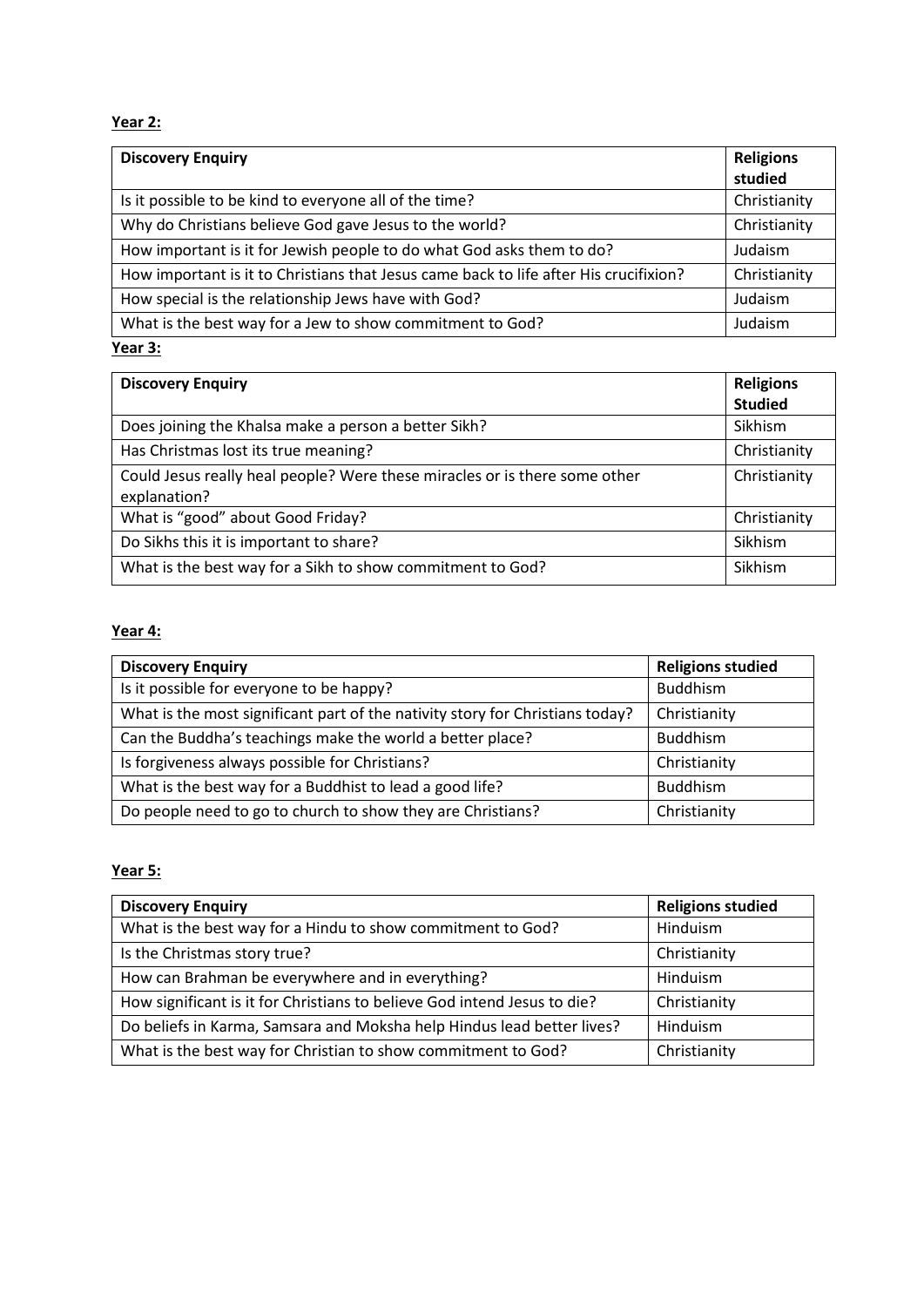**Year 2:**

| Discovery Enquiry | Religions studied |
| --- | --- |
| Is it possible to be kind to everyone all of the time? | Christianity |
| Why do Christians believe God gave Jesus to the world? | Christianity |
| How important is it for Jewish people to do what God asks them to do? | Judaism |
| How important is it to Christians that Jesus came back to life after His crucifixion? | Christianity |
| How special is the relationship Jews have with God? | Judaism |
| What is the best way for a Jew to show commitment to God? | Judaism |

**Year 3:**

| Discovery Enquiry | Religions Studied |
| --- | --- |
| Does joining the Khalsa make a person a better Sikh? | Sikhism |
| Has Christmas lost its true meaning? | Christianity |
| Could Jesus really heal people? Were these miracles or is there some other explanation? | Christianity |
| What is "good" about Good Friday? | Christianity |
| Do Sikhs this it is important to share? | Sikhism |
| What is the best way for a Sikh to show commitment to God? | Sikhism |

**Year 4:**

| Discovery Enquiry | Religions studied |
| --- | --- |
| Is it possible for everyone to be happy? | Buddhism |
| What is the most significant part of the nativity story for Christians today? | Christianity |
| Can the Buddha's teachings make the world a better place? | Buddhism |
| Is forgiveness always possible for Christians? | Christianity |
| What is the best way for a Buddhist to lead a good life? | Buddhism |
| Do people need to go to church to show they are Christians? | Christianity |

**Year 5:**

| Discovery Enquiry | Religions studied |
| --- | --- |
| What is the best way for a Hindu to show commitment to God? | Hinduism |
| Is the Christmas story true? | Christianity |
| How can Brahman be everywhere and in everything? | Hinduism |
| How significant is it for Christians to believe God intend Jesus to die? | Christianity |
| Do beliefs in Karma, Samsara and Moksha help Hindus lead better lives? | Hinduism |
| What is the best way for Christian to show commitment to God? | Christianity |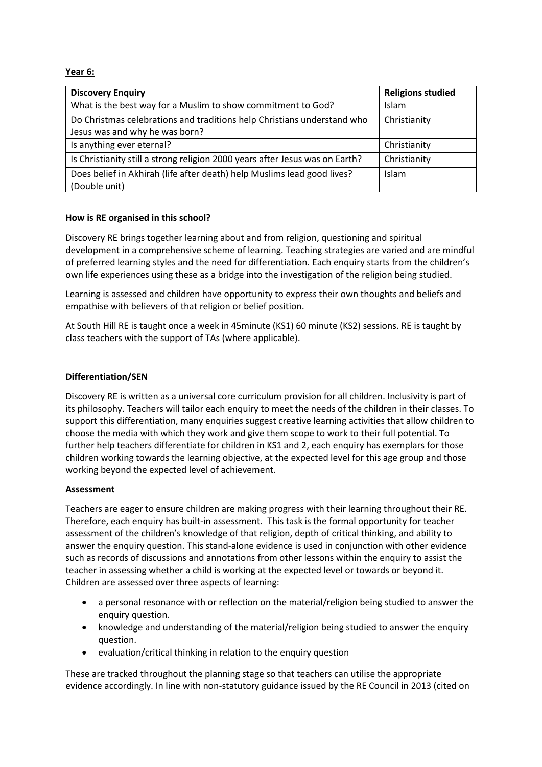**Year 6:**

| Discovery Enquiry | Religions studied |
| --- | --- |
| What is the best way for a Muslim to show commitment to God? | Islam |
| Do Christmas celebrations and traditions help Christians understand who Jesus was and why he was born? | Christianity |
| Is anything ever eternal? | Christianity |
| Is Christianity still a strong religion 2000 years after Jesus was on Earth? | Christianity |
| Does belief in Akhirah (life after death) help Muslims lead good lives? (Double unit) | Islam |

**How is RE organised in this school?**

Discovery RE brings together learning about and from religion, questioning and spiritual development in a comprehensive scheme of learning. Teaching strategies are varied and are mindful of preferred learning styles and the need for differentiation. Each enquiry starts from the children's own life experiences using these as a bridge into the investigation of the religion being studied.

Learning is assessed and children have opportunity to express their own thoughts and beliefs and empathise with believers of that religion or belief position.

At South Hill RE is taught once a week in 45minute (KS1) 60 minute (KS2) sessions. RE is taught by class teachers with the support of TAs (where applicable).

**Differentiation/SEN**

Discovery RE is written as a universal core curriculum provision for all children. Inclusivity is part of its philosophy. Teachers will tailor each enquiry to meet the needs of the children in their classes. To support this differentiation, many enquiries suggest creative learning activities that allow children to choose the media with which they work and give them scope to work to their full potential. To further help teachers differentiate for children in KS1 and 2, each enquiry has exemplars for those children working towards the learning objective, at the expected level for this age group and those working beyond the expected level of achievement.

**Assessment**

Teachers are eager to ensure children are making progress with their learning throughout their RE. Therefore, each enquiry has built-in assessment. This task is the formal opportunity for teacher assessment of the children's knowledge of that religion, depth of critical thinking, and ability to answer the enquiry question. This stand-alone evidence is used in conjunction with other evidence such as records of discussions and annotations from other lessons within the enquiry to assist the teacher in assessing whether a child is working at the expected level or towards or beyond it. Children are assessed over three aspects of learning:

- a personal resonance with or reflection on the material/religion being studied to answer the enquiry question.
- knowledge and understanding of the material/religion being studied to answer the enquiry question.
- evaluation/critical thinking in relation to the enquiry question

These are tracked throughout the planning stage so that teachers can utilise the appropriate evidence accordingly. In line with non-statutory guidance issued by the RE Council in 2013 (cited on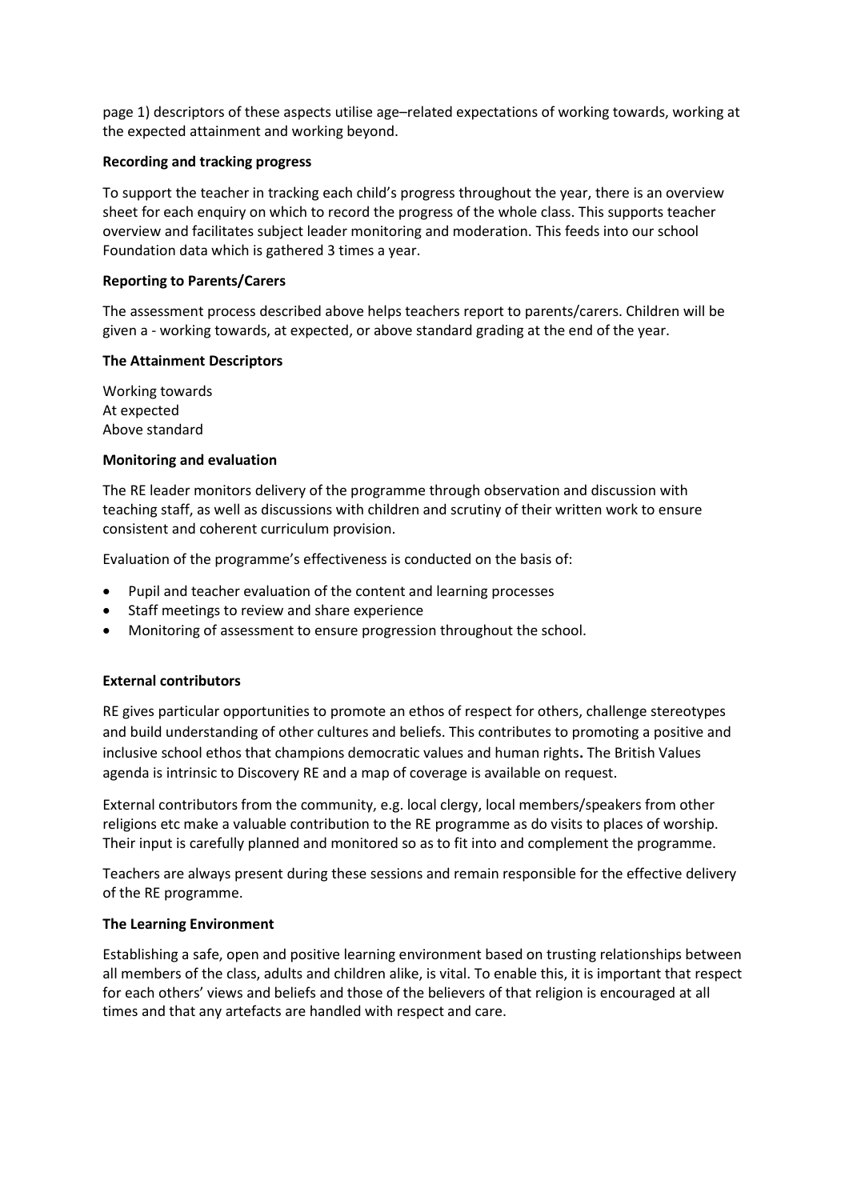page 1) descriptors of these aspects utilise age–related expectations of working towards, working at the expected attainment and working beyond.

**Recording and tracking progress**

To support the teacher in tracking each child's progress throughout the year, there is an overview sheet for each enquiry on which to record the progress of the whole class. This supports teacher overview and facilitates subject leader monitoring and moderation. This feeds into our school Foundation data which is gathered 3 times a year.

**Reporting to Parents/Carers**

The assessment process described above helps teachers report to parents/carers. Children will be given a - working towards, at expected, or above standard grading at the end of the year.

**The Attainment Descriptors**

Working towards
At expected
Above standard

**Monitoring and evaluation**

The RE leader monitors delivery of the programme through observation and discussion with teaching staff, as well as discussions with children and scrutiny of their written work to ensure consistent and coherent curriculum provision.

Evaluation of the programme's effectiveness is conducted on the basis of:

- Pupil and teacher evaluation of the content and learning processes
- Staff meetings to review and share experience
- Monitoring of assessment to ensure progression throughout the school.

**External contributors**

RE gives particular opportunities to promote an ethos of respect for others, challenge stereotypes and build understanding of other cultures and beliefs. This contributes to promoting a positive and inclusive school ethos that champions democratic values and human rights**.** The British Values agenda is intrinsic to Discovery RE and a map of coverage is available on request.

External contributors from the community, e.g. local clergy, local members/speakers from other religions etc make a valuable contribution to the RE programme as do visits to places of worship. Their input is carefully planned and monitored so as to fit into and complement the programme.

Teachers are always present during these sessions and remain responsible for the effective delivery of the RE programme.

**The Learning Environment**

Establishing a safe, open and positive learning environment based on trusting relationships between all members of the class, adults and children alike, is vital. To enable this, it is important that respect for each others' views and beliefs and those of the believers of that religion is encouraged at all times and that any artefacts are handled with respect and care.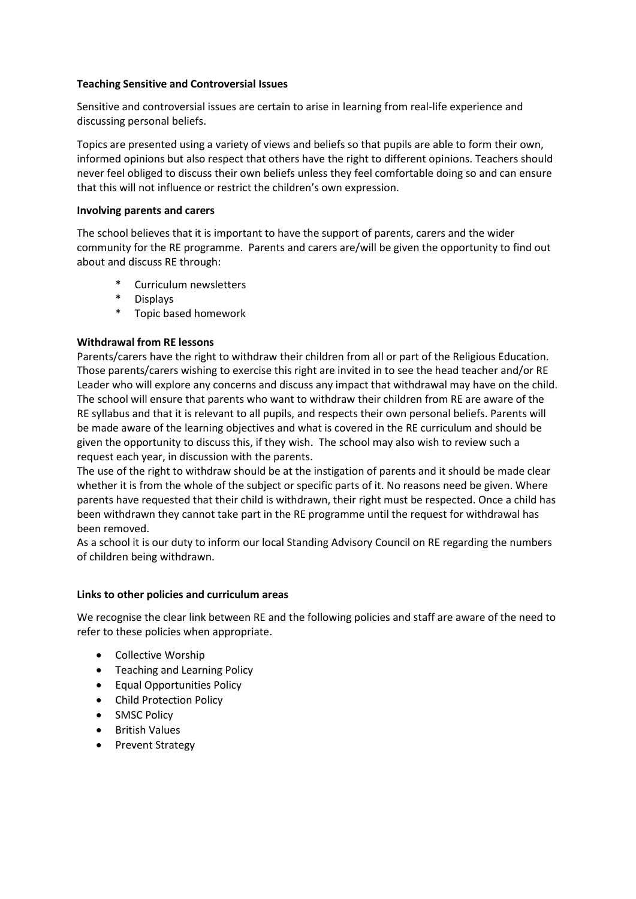**Teaching Sensitive and Controversial Issues**

Sensitive and controversial issues are certain to arise in learning from real-life experience and discussing personal beliefs.

Topics are presented using a variety of views and beliefs so that pupils are able to form their own, informed opinions but also respect that others have the right to different opinions. Teachers should never feel obliged to discuss their own beliefs unless they feel comfortable doing so and can ensure that this will not influence or restrict the children's own expression.

**Involving parents and carers**

The school believes that it is important to have the support of parents, carers and the wider community for the RE programme. Parents and carers are/will be given the opportunity to find out about and discuss RE through:

* Curriculum newsletters
* Displays
* Topic based homework

**Withdrawal from RE lessons**

Parents/carers have the right to withdraw their children from all or part of the Religious Education. Those parents/carers wishing to exercise this right are invited in to see the head teacher and/or RE Leader who will explore any concerns and discuss any impact that withdrawal may have on the child. The school will ensure that parents who want to withdraw their children from RE are aware of the RE syllabus and that it is relevant to all pupils, and respects their own personal beliefs. Parents will be made aware of the learning objectives and what is covered in the RE curriculum and should be given the opportunity to discuss this, if they wish. The school may also wish to review such a request each year, in discussion with the parents.

The use of the right to withdraw should be at the instigation of parents and it should be made clear whether it is from the whole of the subject or specific parts of it. No reasons need be given. Where parents have requested that their child is withdrawn, their right must be respected. Once a child has been withdrawn they cannot take part in the RE programme until the request for withdrawal has been removed.

As a school it is our duty to inform our local Standing Advisory Council on RE regarding the numbers of children being withdrawn.

**Links to other policies and curriculum areas**

We recognise the clear link between RE and the following policies and staff are aware of the need to refer to these policies when appropriate.

- Collective Worship
- Teaching and Learning Policy
- Equal Opportunities Policy
- Child Protection Policy
- SMSC Policy
- British Values
- Prevent Strategy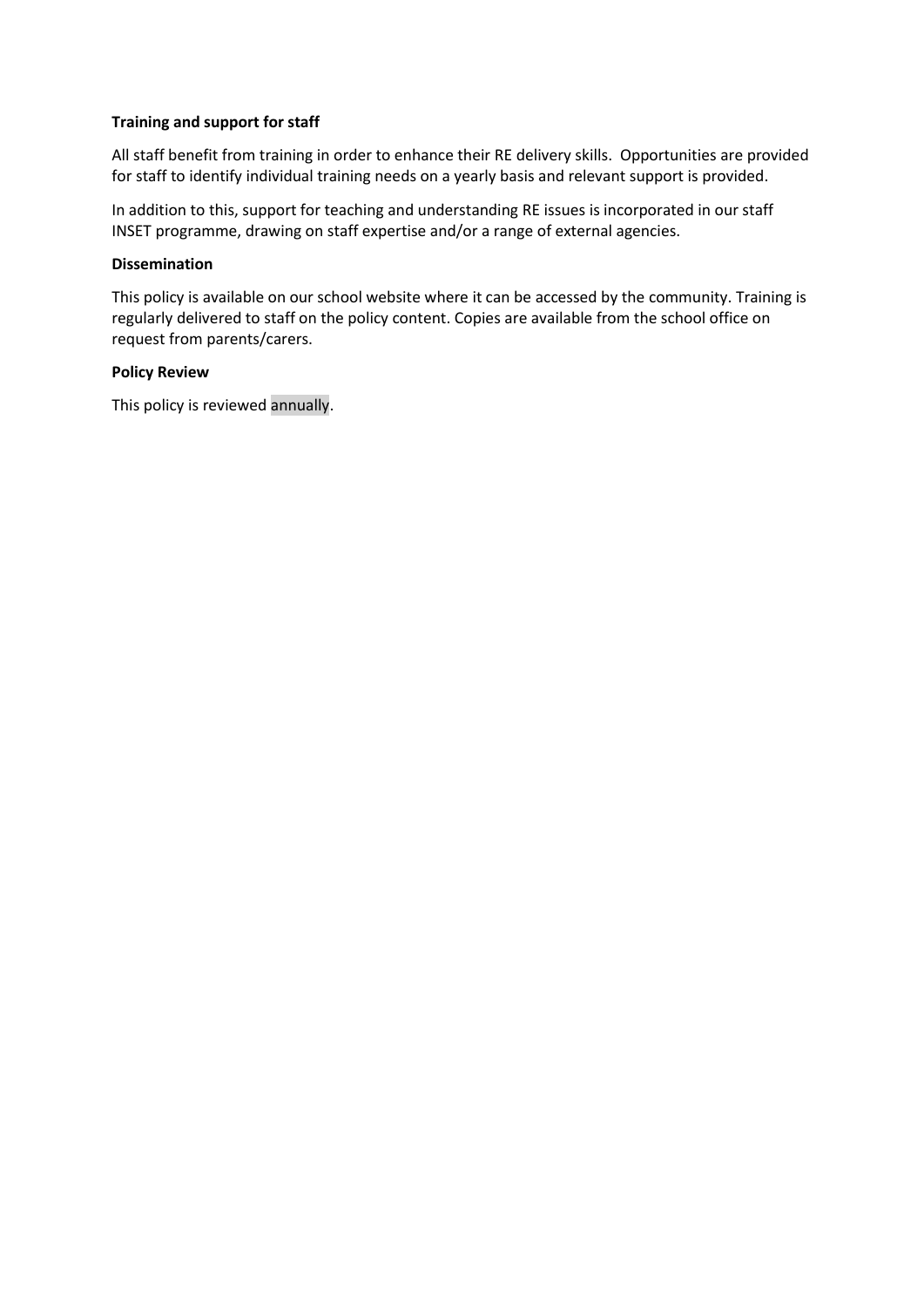**Training and support for staff**

All staff benefit from training in order to enhance their RE delivery skills. Opportunities are provided for staff to identify individual training needs on a yearly basis and relevant support is provided.

In addition to this, support for teaching and understanding RE issues is incorporated in our staff INSET programme, drawing on staff expertise and/or a range of external agencies.

**Dissemination**

This policy is available on our school website where it can be accessed by the community. Training is regularly delivered to staff on the policy content. Copies are available from the school office on request from parents/carers.

**Policy Review**

This policy is reviewed annually.